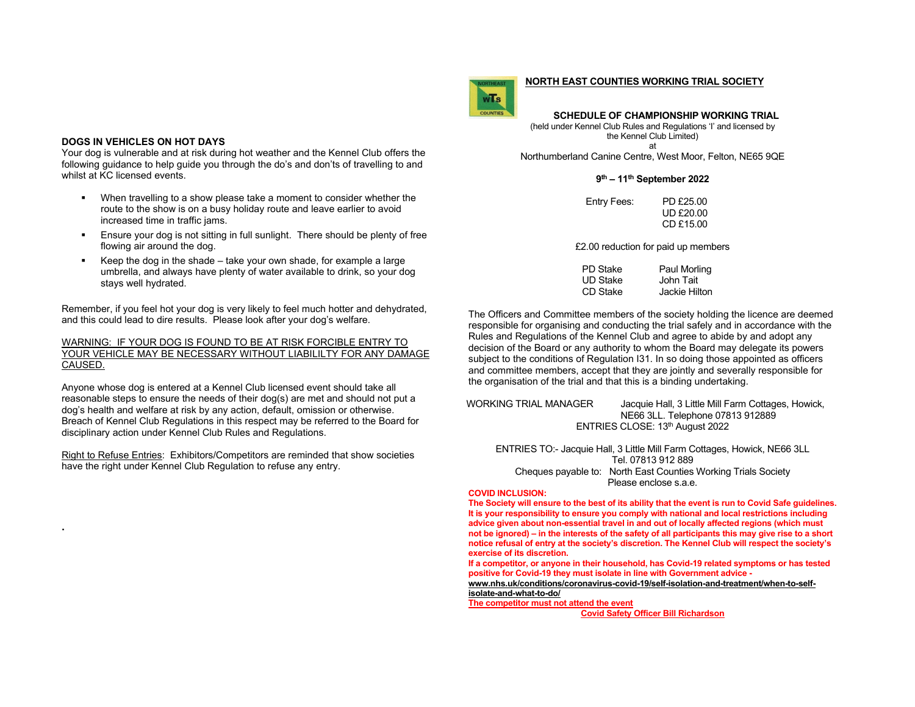## DOGS IN VEHICLES ON HOT DAYS

Your dog is vulnerable and at risk during hot weather and the Kennel Club offers the following guidance to help guide you through the do's and don'ts of travelling to and whilst at KC licensed events.

- When travelling to a show please take a moment to consider whether the route to the show is on a busy holiday route and leave earlier to avoid increased time in traffic jams.
- Ensure your dog is not sitting in full sunlight. There should be plenty of free flowing air around the dog.
- Keep the dog in the shade – take your own shade, for example a large umbrella, and always have plenty of water available to drink, so your dog stays well hydrated.

Remember, if you feel hot your dog is very likely to feel much hotter and dehydrated, and this could lead to dire results. Please look after your dog's welfare.

<u>WARNING: IF YOUR DOG IS FOUND TO BE AT RISK FORCIBLE ENTRY TO YOUR VEHICLE MAY BE NECESSARY WITHOUT LIABILILTY FOR ANY DAMAGE CAUSED.</u>

Anyone whose dog is entered at a Kennel Club licensed event should take all reasonable steps to ensure the needs of their dog(s) are met and should not put a dog's health and welfare at risk by any action, default, omission or otherwise. Breach of Kennel Club Regulations in this respect may be referred to the Board for disciplinary action under Kennel Club Rules and Regulations.

<u>Right to Refuse Entries</u>: Exhibitors/Competitors are reminded that show societies have the right under Kennel Club Regulation to refuse any entry.

.

## NORTH EAST COUNTIES WORKING TRIAL SOCIETY

### SCHEDULE OF CHAMPIONSHIP WORKING TRIAL

(held under Kennel Club Rules and Regulations 'I' and licensed by the Kennel Club Limited)

at

Northumberland Canine Centre, West Moor, Felton, NE65 9QE

**9th – 11th September 2022**

| Entry Fees: | PD £25.00 |
|---|---|
| | UD £20.00 |
| | CD £15.00 |

£2.00 reduction for paid up members

| PD Stake | Paul Morling |
|---|---|
| UD Stake | John Tait |
| CD Stake | Jackie Hilton |

The Officers and Committee members of the society holding the licence are deemed responsible for organising and conducting the trial safely and in accordance with the Rules and Regulations of the Kennel Club and agree to abide by and adopt any decision of the Board or any authority to whom the Board may delegate its powers subject to the conditions of Regulation I31. In so doing those appointed as officers and committee members, accept that they are jointly and severally responsible for the organisation of the trial and that this is a binding undertaking.

WORKING TRIAL MANAGER Jacquie Hall, 3 Little Mill Farm Cottages, Howick, NE66 3LL. Telephone 07813 912889

ENTRIES CLOSE: 13th August 2022

ENTRIES TO:- Jacquie Hall, 3 Little Mill Farm Cottages, Howick, NE66 3LL Tel. 07813 912 889

Cheques payable to: North East Counties Working Trials Society

Please enclose s.a.e.

**COVID INCLUSION:**

**The Society will ensure to the best of its ability that the event is run to Covid Safe guidelines. It is your responsibility to ensure you comply with national and local restrictions including advice given about non-essential travel in and out of locally affected regions (which must not be ignored) – in the interests of the safety of all participants this may give rise to a short notice refusal of entry at the society's discretion. The Kennel Club will respect the society's exercise of its discretion.**

**If a competitor, or anyone in their household, has Covid-19 related symptoms or has tested positive for Covid-19 they must isolate in line with Government advice - <u>www.nhs.uk/conditions/coronavirus-covid-19/self-isolation-and-treatment/when-to-self-isolate-and-what-to-do/</u>**

**<u>The competitor must not attend the event</u>**

**<u>Covid Safety Officer Bill Richardson</u>**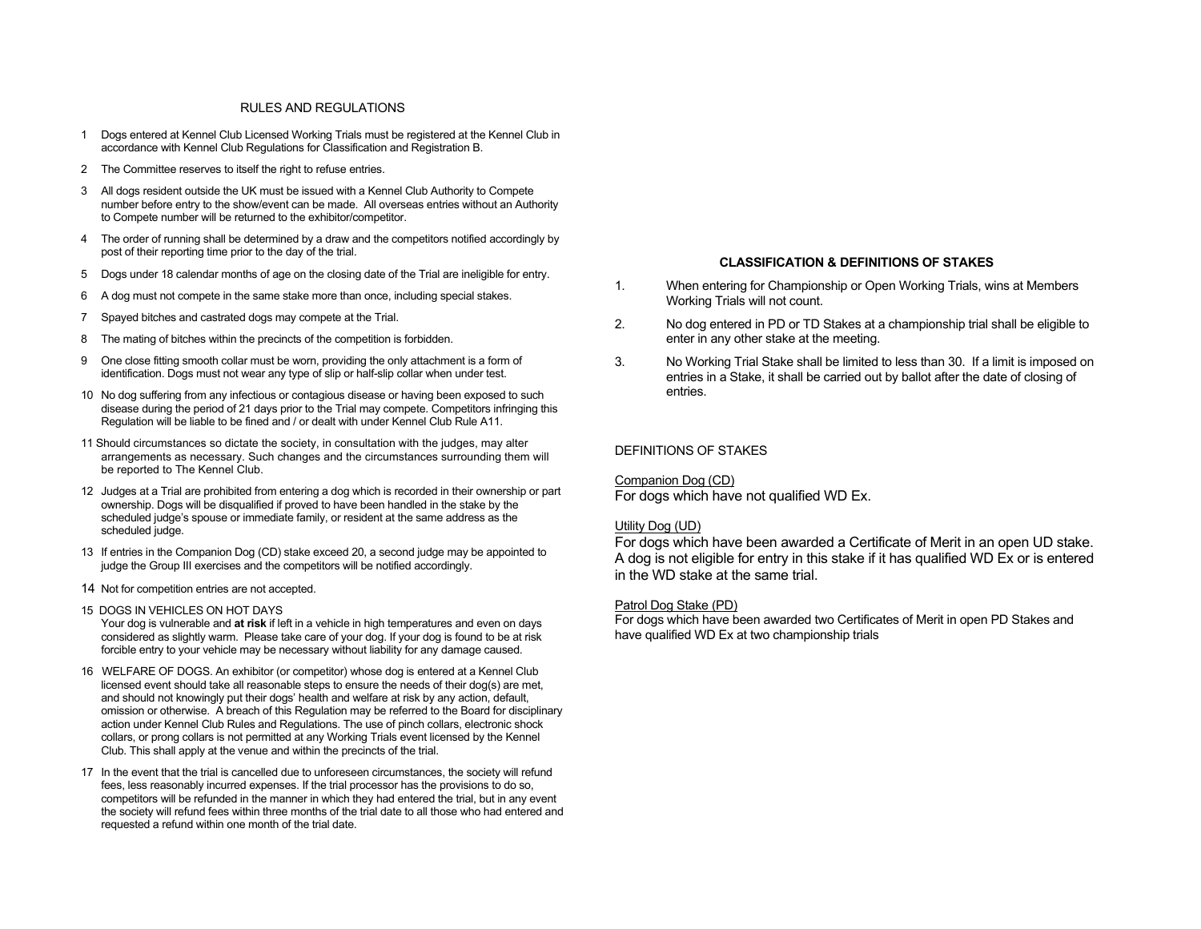## RULES AND REGULATIONS

1. Dogs entered at Kennel Club Licensed Working Trials must be registered at the Kennel Club in accordance with Kennel Club Regulations for Classification and Registration B.
2. The Committee reserves to itself the right to refuse entries.
3. All dogs resident outside the UK must be issued with a Kennel Club Authority to Compete number before entry to the show/event can be made. All overseas entries without an Authority to Compete number will be returned to the exhibitor/competitor.
4. The order of running shall be determined by a draw and the competitors notified accordingly by post of their reporting time prior to the day of the trial.
5. Dogs under 18 calendar months of age on the closing date of the Trial are ineligible for entry.
6. A dog must not compete in the same stake more than once, including special stakes.
7. Spayed bitches and castrated dogs may compete at the Trial.
8. The mating of bitches within the precincts of the competition is forbidden.
9. One close fitting smooth collar must be worn, providing the only attachment is a form of identification. Dogs must not wear any type of slip or half-slip collar when under test.
10. No dog suffering from any infectious or contagious disease or having been exposed to such disease during the period of 21 days prior to the Trial may compete. Competitors infringing this Regulation will be liable to be fined and / or dealt with under Kennel Club Rule A11.
11. Should circumstances so dictate the society, in consultation with the judges, may alter arrangements as necessary. Such changes and the circumstances surrounding them will be reported to The Kennel Club.
12. Judges at a Trial are prohibited from entering a dog which is recorded in their ownership or part ownership. Dogs will be disqualified if proved to have been handled in the stake by the scheduled judge's spouse or immediate family, or resident at the same address as the scheduled judge.
13. If entries in the Companion Dog (CD) stake exceed 20, a second judge may be appointed to judge the Group III exercises and the competitors will be notified accordingly.
14. Not for competition entries are not accepted.
15. DOGS IN VEHICLES ON HOT DAYS
    Your dog is vulnerable and **at risk** if left in a vehicle in high temperatures and even on days considered as slightly warm. Please take care of your dog. If your dog is found to be at risk forcible entry to your vehicle may be necessary without liability for any damage caused.
16. WELFARE OF DOGS. An exhibitor (or competitor) whose dog is entered at a Kennel Club licensed event should take all reasonable steps to ensure the needs of their dog(s) are met, and should not knowingly put their dogs' health and welfare at risk by any action, default, omission or otherwise. A breach of this Regulation may be referred to the Board for disciplinary action under Kennel Club Rules and Regulations. The use of pinch collars, electronic shock collars, or prong collars is not permitted at any Working Trials event licensed by the Kennel Club. This shall apply at the venue and within the precincts of the trial.
17. In the event that the trial is cancelled due to unforeseen circumstances, the society will refund fees, less reasonably incurred expenses. If the trial processor has the provisions to do so, competitors will be refunded in the manner in which they had entered the trial, but in any event the society will refund fees within three months of the trial date to all those who had entered and requested a refund within one month of the trial date.

## CLASSIFICATION & DEFINITIONS OF STAKES

1. When entering for Championship or Open Working Trials, wins at Members Working Trials will not count.
2. No dog entered in PD or TD Stakes at a championship trial shall be eligible to enter in any other stake at the meeting.
3. No Working Trial Stake shall be limited to less than 30. If a limit is imposed on entries in a Stake, it shall be carried out by ballot after the date of closing of entries.

### DEFINITIONS OF STAKES

<u>Companion Dog (CD)</u>
For dogs which have not qualified WD Ex.

<u>Utility Dog (UD)</u>
For dogs which have been awarded a Certificate of Merit in an open UD stake. A dog is not eligible for entry in this stake if it has qualified WD Ex or is entered in the WD stake at the same trial.

<u>Patrol Dog Stake (PD)</u>
For dogs which have been awarded two Certificates of Merit in open PD Stakes and have qualified WD Ex at two championship trials